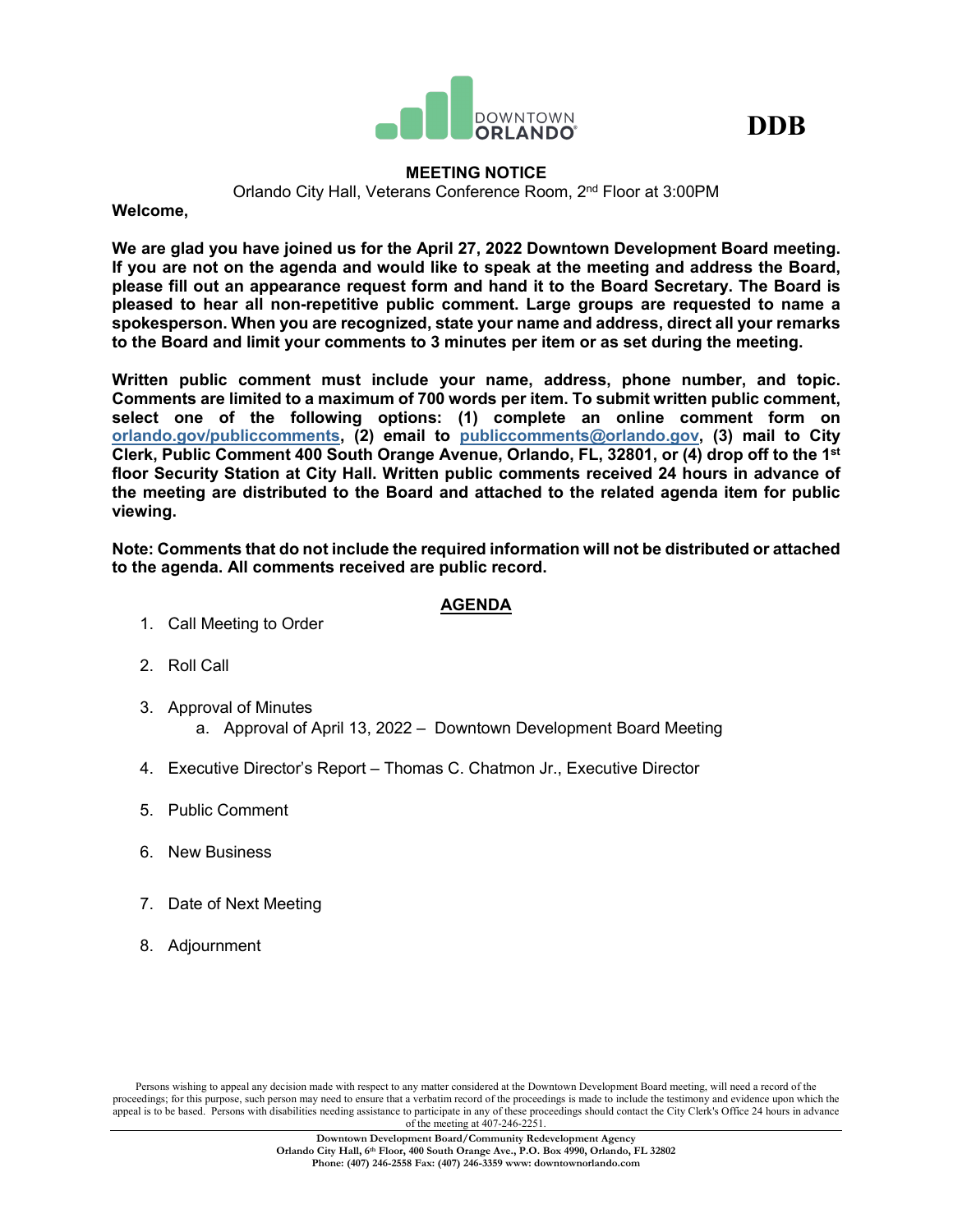DOWNTOWN ORLANDO

# DDB

## MEETING NOTICE

Orlando City Hall, Veterans Conference Room, 2nd Floor at 3:00PM

**Welcome,**

**We are glad you have joined us for the April 27, 2022 Downtown Development Board meeting. If you are not on the agenda and would like to speak at the meeting and address the Board, please fill out an appearance request form and hand it to the Board Secretary. The Board is pleased to hear all non-repetitive public comment. Large groups are requested to name a spokesperson. When you are recognized, state your name and address, direct all your remarks to the Board and limit your comments to 3 minutes per item or as set during the meeting.**

**Written public comment must include your name, address, phone number, and topic. Comments are limited to a maximum of 700 words per item. To submit written public comment, select one of the following options: (1) complete an online comment form on orlando.gov/publiccomments, (2) email to publiccomments@orlando.gov, (3) mail to City Clerk, Public Comment 400 South Orange Avenue, Orlando, FL, 32801, or (4) drop off to the 1st floor Security Station at City Hall. Written public comments received 24 hours in advance of the meeting are distributed to the Board and attached to the related agenda item for public viewing.**

**Note: Comments that do not include the required information will not be distributed or attached to the agenda. All comments received are public record.**

## AGENDA

1. Call Meeting to Order
2. Roll Call
3. Approval of Minutes
   a. Approval of April 13, 2022 – Downtown Development Board Meeting
4. Executive Director's Report – Thomas C. Chatmon Jr., Executive Director
5. Public Comment
6. New Business
7. Date of Next Meeting
8. Adjournment

Persons wishing to appeal any decision made with respect to any matter considered at the Downtown Development Board meeting, will need a record of the proceedings; for this purpose, such person may need to ensure that a verbatim record of the proceedings is made to include the testimony and evidence upon which the appeal is to be based. Persons with disabilities needing assistance to participate in any of these proceedings should contact the City Clerk's Office 24 hours in advance of the meeting at 407-246-2251.

**Downtown Development Board/Community Redevelopment Agency**
**Orlando City Hall, 6th Floor, 400 South Orange Ave., P.O. Box 4990, Orlando, FL 32802**
**Phone: (407) 246-2558 Fax: (407) 246-3359 www: downtownorlando.com**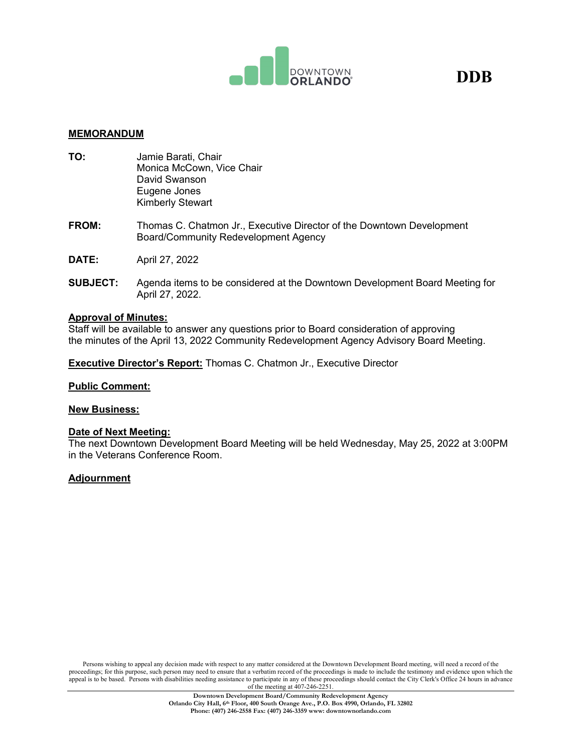DOWNTOWN ORLANDO®

**DDB**

**MEMORANDUM**

**TO:** Jamie Barati, Chair
Monica McCown, Vice Chair
David Swanson
Eugene Jones
Kimberly Stewart

**FROM:** Thomas C. Chatmon Jr., Executive Director of the Downtown Development Board/Community Redevelopment Agency

**DATE:** April 27, 2022

**SUBJECT:** Agenda items to be considered at the Downtown Development Board Meeting for April 27, 2022.

**Approval of Minutes:**
Staff will be available to answer any questions prior to Board consideration of approving the minutes of the April 13, 2022 Community Redevelopment Agency Advisory Board Meeting.

**Executive Director's Report:** Thomas C. Chatmon Jr., Executive Director

**Public Comment:**

**New Business:**

**Date of Next Meeting:**
The next Downtown Development Board Meeting will be held Wednesday, May 25, 2022 at 3:00PM in the Veterans Conference Room.

**Adjournment**

Persons wishing to appeal any decision made with respect to any matter considered at the Downtown Development Board meeting, will need a record of the proceedings; for this purpose, such person may need to ensure that a verbatim record of the proceedings is made to include the testimony and evidence upon which the appeal is to be based. Persons with disabilities needing assistance to participate in any of these proceedings should contact the City Clerk's Office 24 hours in advance of the meeting at 407-246-2251.

**Downtown Development Board/Community Redevelopment Agency**
**Orlando City Hall, 6th Floor, 400 South Orange Ave., P.O. Box 4990, Orlando, FL 32802**
**Phone: (407) 246-2558 Fax: (407) 246-3359 www: downtownorlando.com**